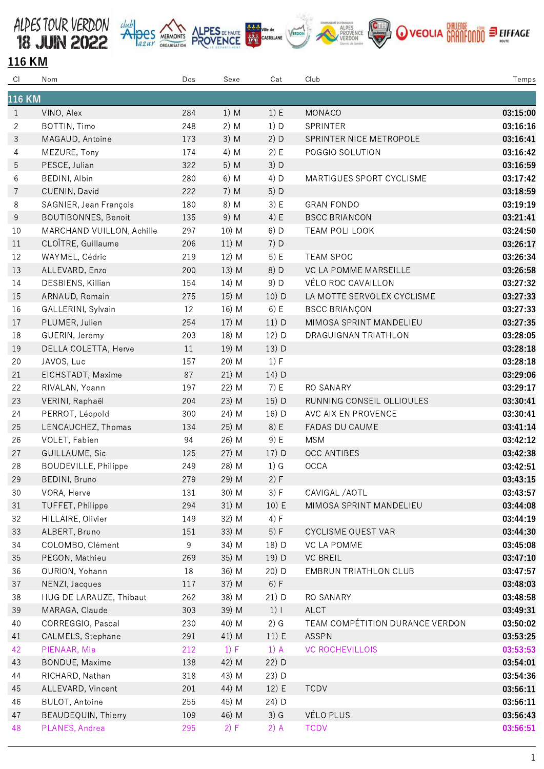# ALPES TOUR VERDON 18 JUIN 2022

## 116 KM

| Cl | Nom | Dos | Sexe | Cat | Club | Temps |
|---|---|---|---|---|---|---|
| **116 KM** | | | | | | |
| 1 | VINO, Alex | 284 | 1) M | 1) E | MONACO | **03:15:00** |
| 2 | BOTTIN, Timo | 248 | 2) M | 1) D | SPRINTER | **03:16:16** |
| 3 | MAGAUD, Antoine | 173 | 3) M | 2) D | SPRINTER NICE METROPOLE | **03:16:41** |
| 4 | MEZURE, Tony | 174 | 4) M | 2) E | POGGIO SOLUTION | **03:16:42** |
| 5 | PESCE, Julian | 322 | 5) M | 3) D | | **03:16:59** |
| 6 | BEDINI, Albin | 280 | 6) M | 4) D | MARTIGUES SPORT CYCLISME | **03:17:42** |
| 7 | CUENIN, David | 222 | 7) M | 5) D | | **03:18:59** |
| 8 | SAGNIER, Jean François | 180 | 8) M | 3) E | GRAN FONDO | **03:19:19** |
| 9 | BOUTIBONNES, Benoit | 135 | 9) M | 4) E | BSCC BRIANCON | **03:21:41** |
| 10 | MARCHAND VUILLON, Achille | 297 | 10) M | 6) D | TEAM POLI LOOK | **03:24:50** |
| 11 | CLOÎTRE, Guillaume | 206 | 11) M | 7) D | | **03:26:17** |
| 12 | WAYMEL, Cédric | 219 | 12) M | 5) E | TEAM SPOC | **03:26:34** |
| 13 | ALLEVARD, Enzo | 200 | 13) M | 8) D | VC LA POMME MARSEILLE | **03:26:58** |
| 14 | DESBIENS, Killian | 154 | 14) M | 9) D | VÉLO ROC CAVAILLON | **03:27:32** |
| 15 | ARNAUD, Romain | 275 | 15) M | 10) D | LA MOTTE SERVOLEX CYCLISME | **03:27:33** |
| 16 | GALLERINI, Sylvain | 12 | 16) M | 6) E | BSCC BRIANÇON | **03:27:33** |
| 17 | PLUMER, Julien | 254 | 17) M | 11) D | MIMOSA SPRINT MANDELIEU | **03:27:35** |
| 18 | GUERIN, Jeremy | 203 | 18) M | 12) D | DRAGUIGNAN TRIATHLON | **03:28:05** |
| 19 | DELLA COLETTA, Herve | 11 | 19) M | 13) D | | **03:28:18** |
| 20 | JAVOS, Luc | 157 | 20) M | 1) F | | **03:28:18** |
| 21 | EICHSTADT, Maxime | 87 | 21) M | 14) D | | **03:29:06** |
| 22 | RIVALAN, Yoann | 197 | 22) M | 7) E | RO SANARY | **03:29:17** |
| 23 | VERINI, Raphaël | 204 | 23) M | 15) D | RUNNING CONSEIL OLLIOULES | **03:30:41** |
| 24 | PERROT, Léopold | 300 | 24) M | 16) D | AVC AIX EN PROVENCE | **03:30:41** |
| 25 | LENCAUCHEZ, Thomas | 134 | 25) M | 8) E | FADAS DU CAUME | **03:41:14** |
| 26 | VOLET, Fabien | 94 | 26) M | 9) E | MSM | **03:42:12** |
| 27 | GUILLAUME, Sic | 125 | 27) M | 17) D | OCC ANTIBES | **03:42:38** |
| 28 | BOUDEVILLE, Philippe | 249 | 28) M | 1) G | OCCA | **03:42:51** |
| 29 | BEDINI, Bruno | 279 | 29) M | 2) F | | **03:43:15** |
| 30 | VORA, Herve | 131 | 30) M | 3) F | CAVIGAL /AOTL | **03:43:57** |
| 31 | TUFFET, Philippe | 294 | 31) M | 10) E | MIMOSA SPRINT MANDELIEU | **03:44:08** |
| 32 | HILLAIRE, Olivier | 149 | 32) M | 4) F | | **03:44:19** |
| 33 | ALBERT, Bruno | 151 | 33) M | 5) F | CYCLISME OUEST VAR | **03:44:30** |
| 34 | COLOMBO, Clément | 9 | 34) M | 18) D | VC LA POMME | **03:45:08** |
| 35 | PEGON, Mathieu | 269 | 35) M | 19) D | VC BREIL | **03:47:10** |
| 36 | OURION, Yohann | 18 | 36) M | 20) D | EMBRUN TRIATHLON CLUB | **03:47:57** |
| 37 | NENZI, Jacques | 117 | 37) M | 6) F | | **03:48:03** |
| 38 | HUG DE LARAUZE, Thibaut | 262 | 38) M | 21) D | RO SANARY | **03:48:58** |
| 39 | MARAGA, Claude | 303 | 39) M | 1) I | ALCT | **03:49:31** |
| 40 | CORREGGIO, Pascal | 230 | 40) M | 2) G | TEAM COMPÉTITION DURANCE VERDON | **03:50:02** |
| 41 | CALMELS, Stephane | 291 | 41) M | 11) E | ASSPN | **03:53:25** |
| 42 | PIENAAR, Mia | 212 | 1) F | 1) A | VC ROCHEVILLOIS | **03:53:53** |
| 43 | BONDUE, Maxime | 138 | 42) M | 22) D | | **03:54:01** |
| 44 | RICHARD, Nathan | 318 | 43) M | 23) D | | **03:54:36** |
| 45 | ALLEVARD, Vincent | 201 | 44) M | 12) E | TCDV | **03:56:11** |
| 46 | BULOT, Antoine | 255 | 45) M | 24) D | | **03:56:11** |
| 47 | BEAUDEQUIN, Thierry | 109 | 46) M | 3) G | VÉLO PLUS | **03:56:43** |
| 48 | PLANES, Andrea | 295 | 2) F | 2) A | TCDV | **03:56:51** |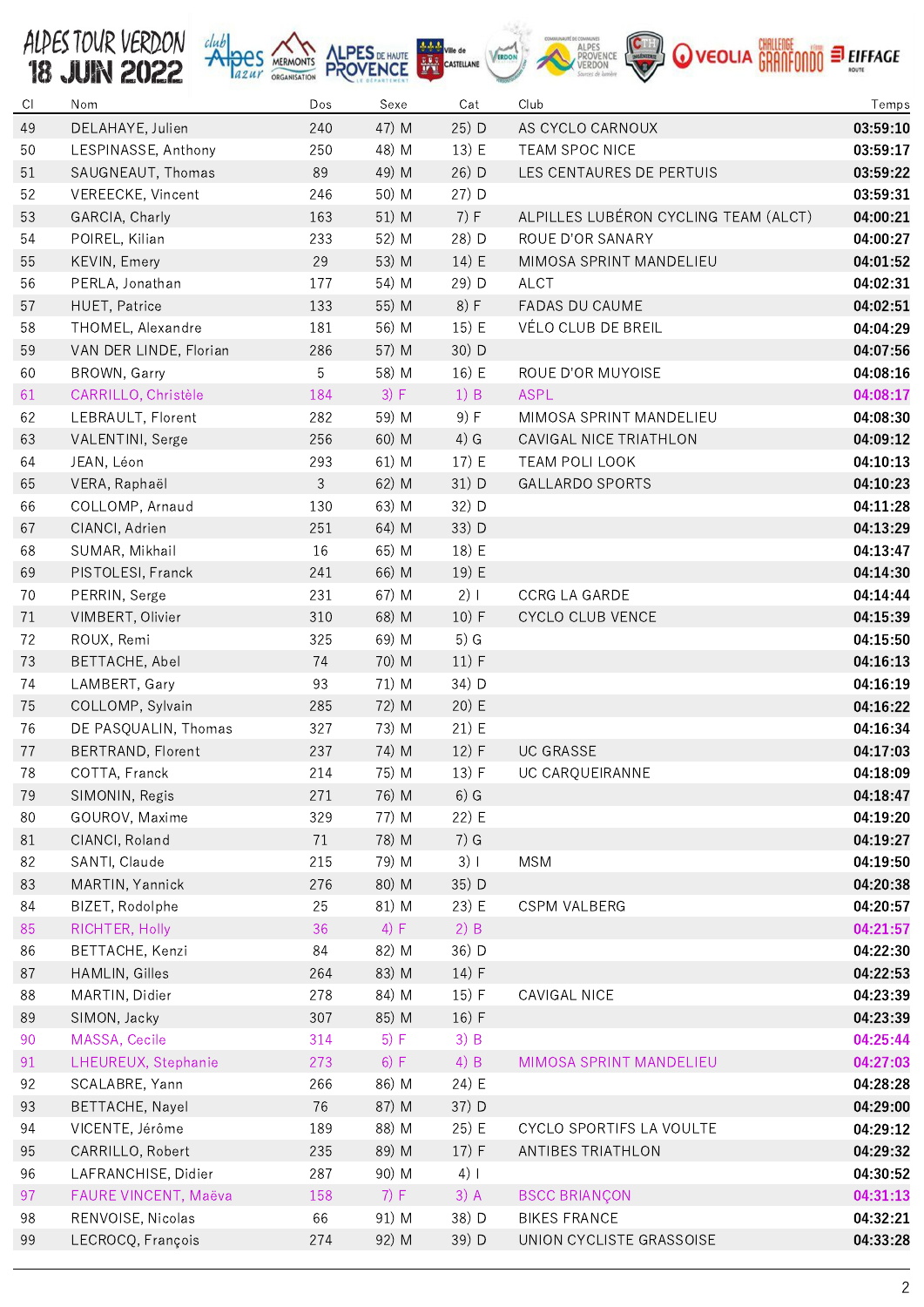# ALPES TOUR VERDON 18 JUIN 2022

| Cl | Nom | Dos | Sexe | Cat | Club | Temps |
|---|---|---|---|---|---|---|
| 49 | DELAHAYE, Julien | 240 | 47) M | 25) D | AS CYCLO CARNOUX | **03:59:10** |
| 50 | LESPINASSE, Anthony | 250 | 48) M | 13) E | TEAM SPOC NICE | **03:59:17** |
| 51 | SAUGNEAUT, Thomas | 89 | 49) M | 26) D | LES CENTAURES DE PERTUIS | **03:59:22** |
| 52 | VEREECKE, Vincent | 246 | 50) M | 27) D | | **03:59:31** |
| 53 | GARCIA, Charly | 163 | 51) M | 7) F | ALPILLES LUBÉRON CYCLING TEAM (ALCT) | **04:00:21** |
| 54 | POIREL, Kilian | 233 | 52) M | 28) D | ROUE D'OR SANARY | **04:00:27** |
| 55 | KEVIN, Emery | 29 | 53) M | 14) E | MIMOSA SPRINT MANDELIEU | **04:01:52** |
| 56 | PERLA, Jonathan | 177 | 54) M | 29) D | ALCT | **04:02:31** |
| 57 | HUET, Patrice | 133 | 55) M | 8) F | FADAS DU CAUME | **04:02:51** |
| 58 | THOMEL, Alexandre | 181 | 56) M | 15) E | VÉLO CLUB DE BREIL | **04:04:29** |
| 59 | VAN DER LINDE, Florian | 286 | 57) M | 30) D | | **04:07:56** |
| 60 | BROWN, Garry | 5 | 58) M | 16) E | ROUE D'OR MUYOISE | **04:08:16** |
| 61 | CARRILLO, Christèle | 184 | 3) F | 1) B | ASPL | **04:08:17** |
| 62 | LEBRAULT, Florent | 282 | 59) M | 9) F | MIMOSA SPRINT MANDELIEU | **04:08:30** |
| 63 | VALENTINI, Serge | 256 | 60) M | 4) G | CAVIGAL NICE TRIATHLON | **04:09:12** |
| 64 | JEAN, Léon | 293 | 61) M | 17) E | TEAM POLI LOOK | **04:10:13** |
| 65 | VERA, Raphaël | 3 | 62) M | 31) D | GALLARDO SPORTS | **04:10:23** |
| 66 | COLLOMP, Arnaud | 130 | 63) M | 32) D | | **04:11:28** |
| 67 | CIANCI, Adrien | 251 | 64) M | 33) D | | **04:13:29** |
| 68 | SUMAR, Mikhail | 16 | 65) M | 18) E | | **04:13:47** |
| 69 | PISTOLESI, Franck | 241 | 66) M | 19) E | | **04:14:30** |
| 70 | PERRIN, Serge | 231 | 67) M | 2) I | CCRG LA GARDE | **04:14:44** |
| 71 | VIMBERT, Olivier | 310 | 68) M | 10) F | CYCLO CLUB VENCE | **04:15:39** |
| 72 | ROUX, Remi | 325 | 69) M | 5) G | | **04:15:50** |
| 73 | BETTACHE, Abel | 74 | 70) M | 11) F | | **04:16:13** |
| 74 | LAMBERT, Gary | 93 | 71) M | 34) D | | **04:16:19** |
| 75 | COLLOMP, Sylvain | 285 | 72) M | 20) E | | **04:16:22** |
| 76 | DE PASQUALIN, Thomas | 327 | 73) M | 21) E | | **04:16:34** |
| 77 | BERTRAND, Florent | 237 | 74) M | 12) F | UC GRASSE | **04:17:03** |
| 78 | COTTA, Franck | 214 | 75) M | 13) F | UC CARQUEIRANNE | **04:18:09** |
| 79 | SIMONIN, Regis | 271 | 76) M | 6) G | | **04:18:47** |
| 80 | GOUROV, Maxime | 329 | 77) M | 22) E | | **04:19:20** |
| 81 | CIANCI, Roland | 71 | 78) M | 7) G | | **04:19:27** |
| 82 | SANTI, Claude | 215 | 79) M | 3) I | MSM | **04:19:50** |
| 83 | MARTIN, Yannick | 276 | 80) M | 35) D | | **04:20:38** |
| 84 | BIZET, Rodolphe | 25 | 81) M | 23) E | CSPM VALBERG | **04:20:57** |
| 85 | RICHTER, Holly | 36 | 4) F | 2) B | | **04:21:57** |
| 86 | BETTACHE, Kenzi | 84 | 82) M | 36) D | | **04:22:30** |
| 87 | HAMLIN, Gilles | 264 | 83) M | 14) F | | **04:22:53** |
| 88 | MARTIN, Didier | 278 | 84) M | 15) F | CAVIGAL NICE | **04:23:39** |
| 89 | SIMON, Jacky | 307 | 85) M | 16) F | | **04:23:39** |
| 90 | MASSA, Cecile | 314 | 5) F | 3) B | | **04:25:44** |
| 91 | LHEUREUX, Stephanie | 273 | 6) F | 4) B | MIMOSA SPRINT MANDELIEU | **04:27:03** |
| 92 | SCALABRE, Yann | 266 | 86) M | 24) E | | **04:28:28** |
| 93 | BETTACHE, Nayel | 76 | 87) M | 37) D | | **04:29:00** |
| 94 | VICENTE, Jérôme | 189 | 88) M | 25) E | CYCLO SPORTIFS LA VOULTE | **04:29:12** |
| 95 | CARRILLO, Robert | 235 | 89) M | 17) F | ANTIBES TRIATHLON | **04:29:32** |
| 96 | LAFRANCHISE, Didier | 287 | 90) M | 4) I | | **04:30:52** |
| 97 | FAURE VINCENT, Maëva | 158 | 7) F | 3) A | BSCC BRIANÇON | **04:31:13** |
| 98 | RENVOISE, Nicolas | 66 | 91) M | 38) D | BIKES FRANCE | **04:32:21** |
| 99 | LECROCQ, François | 274 | 92) M | 39) D | UNION CYCLISTE GRASSOISE | **04:33:28** |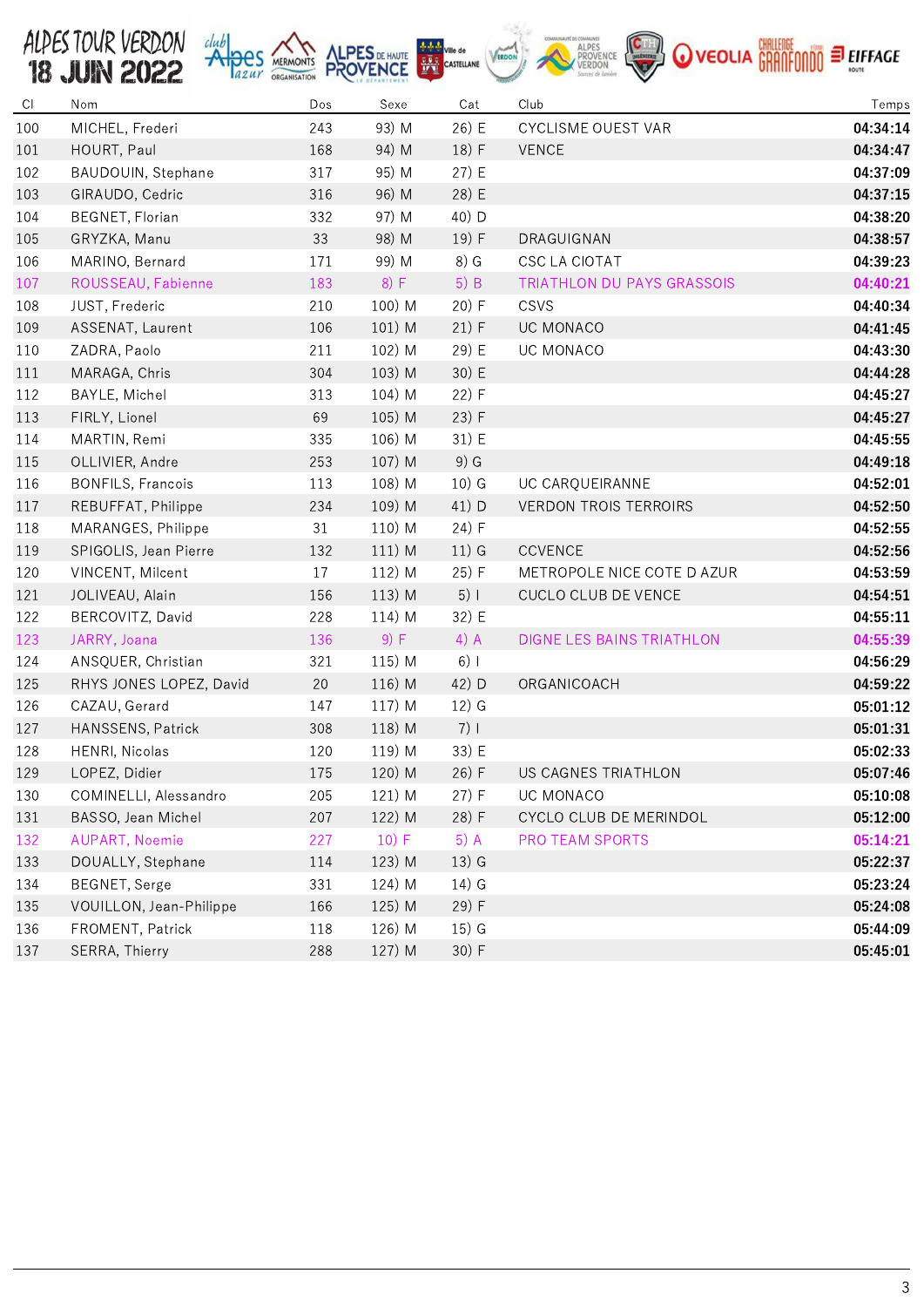# ALPES TOUR VERDON 18 JUIN 2022

| Cl | Nom | Dos | Sexe | Cat | Club | Temps |
|---|---|---|---|---|---|---|
| 100 | MICHEL, Frederi | 243 | 93) M | 26) E | CYCLISME OUEST VAR | 04:34:14 |
| 101 | HOURT, Paul | 168 | 94) M | 18) F | VENCE | 04:34:47 |
| 102 | BAUDOUIN, Stephane | 317 | 95) M | 27) E | | 04:37:09 |
| 103 | GIRAUDO, Cedric | 316 | 96) M | 28) E | | 04:37:15 |
| 104 | BEGNET, Florian | 332 | 97) M | 40) D | | 04:38:20 |
| 105 | GRYZKA, Manu | 33 | 98) M | 19) F | DRAGUIGNAN | 04:38:57 |
| 106 | MARINO, Bernard | 171 | 99) M | 8) G | CSC LA CIOTAT | 04:39:23 |
| 107 | ROUSSEAU, Fabienne | 183 | 8) F | 5) B | TRIATHLON DU PAYS GRASSOIS | 04:40:21 |
| 108 | JUST, Frederic | 210 | 100) M | 20) F | CSVS | 04:40:34 |
| 109 | ASSENAT, Laurent | 106 | 101) M | 21) F | UC MONACO | 04:41:45 |
| 110 | ZADRA, Paolo | 211 | 102) M | 29) E | UC MONACO | 04:43:30 |
| 111 | MARAGA, Chris | 304 | 103) M | 30) E | | 04:44:28 |
| 112 | BAYLE, Michel | 313 | 104) M | 22) F | | 04:45:27 |
| 113 | FIRLY, Lionel | 69 | 105) M | 23) F | | 04:45:27 |
| 114 | MARTIN, Remi | 335 | 106) M | 31) E | | 04:45:55 |
| 115 | OLLIVIER, Andre | 253 | 107) M | 9) G | | 04:49:18 |
| 116 | BONFILS, Francois | 113 | 108) M | 10) G | UC CARQUEIRANNE | 04:52:01 |
| 117 | REBUFFAT, Philippe | 234 | 109) M | 41) D | VERDON TROIS TERROIRS | 04:52:50 |
| 118 | MARANGES, Philippe | 31 | 110) M | 24) F | | 04:52:55 |
| 119 | SPIGOLIS, Jean Pierre | 132 | 111) M | 11) G | CCVENCE | 04:52:56 |
| 120 | VINCENT, Milcent | 17 | 112) M | 25) F | METROPOLE NICE COTE D AZUR | 04:53:59 |
| 121 | JOLIVEAU, Alain | 156 | 113) M | 5) I | CUCLO CLUB DE VENCE | 04:54:51 |
| 122 | BERCOVITZ, David | 228 | 114) M | 32) E | | 04:55:11 |
| 123 | JARRY, Joana | 136 | 9) F | 4) A | DIGNE LES BAINS TRIATHLON | 04:55:39 |
| 124 | ANSQUER, Christian | 321 | 115) M | 6) I | | 04:56:29 |
| 125 | RHYS JONES LOPEZ, David | 20 | 116) M | 42) D | ORGANICOACH | 04:59:22 |
| 126 | CAZAU, Gerard | 147 | 117) M | 12) G | | 05:01:12 |
| 127 | HANSSENS, Patrick | 308 | 118) M | 7) I | | 05:01:31 |
| 128 | HENRI, Nicolas | 120 | 119) M | 33) E | | 05:02:33 |
| 129 | LOPEZ, Didier | 175 | 120) M | 26) F | US CAGNES TRIATHLON | 05:07:46 |
| 130 | COMINELLI, Alessandro | 205 | 121) M | 27) F | UC MONACO | 05:10:08 |
| 131 | BASSO, Jean Michel | 207 | 122) M | 28) F | CYCLO CLUB DE MERINDOL | 05:12:00 |
| 132 | AUPART, Noemie | 227 | 10) F | 5) A | PRO TEAM SPORTS | 05:14:21 |
| 133 | DOUALLY, Stephane | 114 | 123) M | 13) G | | 05:22:37 |
| 134 | BEGNET, Serge | 331 | 124) M | 14) G | | 05:23:24 |
| 135 | VOUILLON, Jean-Philippe | 166 | 125) M | 29) F | | 05:24:08 |
| 136 | FROMENT, Patrick | 118 | 126) M | 15) G | | 05:44:09 |
| 137 | SERRA, Thierry | 288 | 127) M | 30) F | | 05:45:01 |